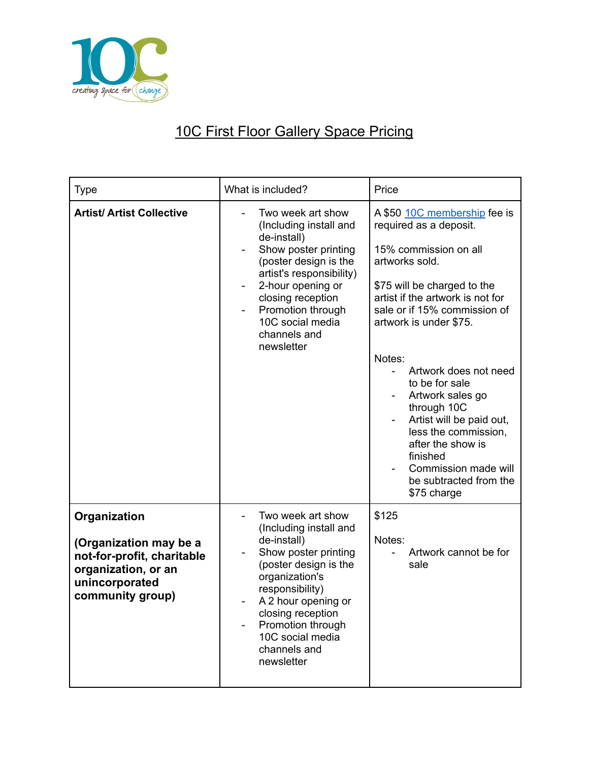# 10C First Floor Gallery Space Pricing

| Type | What is included? | Price |
| --- | --- | --- |
| **Artist/ Artist Collective** | - Two week art show (Including install and de-install)<br>- Show poster printing (poster design is the artist's responsibility)<br>- 2-hour opening or closing reception<br>- Promotion through 10C social media channels and newsletter | A $50 10C membership fee is required as a deposit.<br><br>15% commission on all artworks sold.<br><br>$75 will be charged to the artist if the artwork is not for sale or if 15% commission of artwork is under $75.<br><br>Notes:<br>- Artwork does not need to be for sale<br>- Artwork sales go through 10C<br>- Artist will be paid out, less the commission, after the show is finished<br>- Commission made will be subtracted from the $75 charge |
| **Organization**<br><br>**(Organization may be a not-for-profit, charitable organization, or an unincorporated community group)** | - Two week art show (Including install and de-install)<br>- Show poster printing (poster design is the organization's responsibility)<br>- A 2 hour opening or closing reception<br>- Promotion through 10C social media channels and newsletter | $125<br><br>Notes:<br>- Artwork cannot be for sale |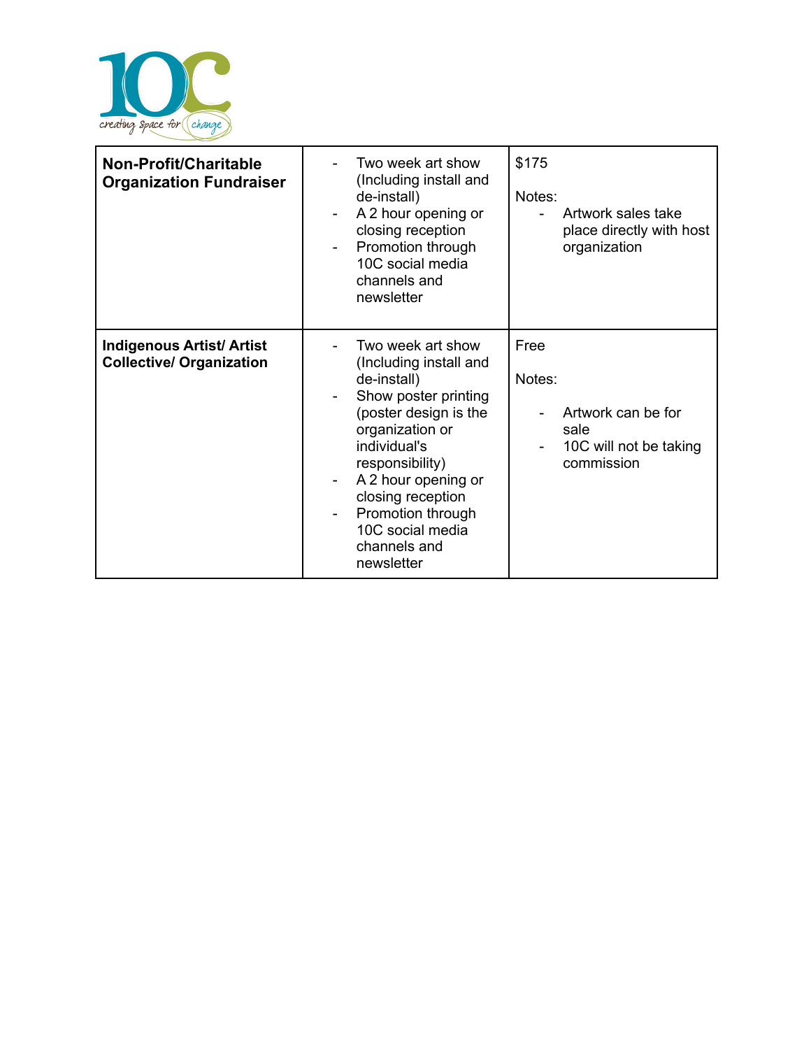| | | |
|---|---|---|
| **Non-Profit/Charitable Organization Fundraiser** | - Two week art show (Including install and de-install)<br>- A 2 hour opening or closing reception<br>- Promotion through 10C social media channels and newsletter | $175<br><br>Notes:<br>- Artwork sales take place directly with host organization |
| **Indigenous Artist/ Artist Collective/ Organization** | - Two week art show (Including install and de-install)<br>- Show poster printing (poster design is the organization or individual's responsibility)<br>- A 2 hour opening or closing reception<br>- Promotion through 10C social media channels and newsletter | Free<br><br>Notes:<br>- Artwork can be for sale<br>- 10C will not be taking commission |